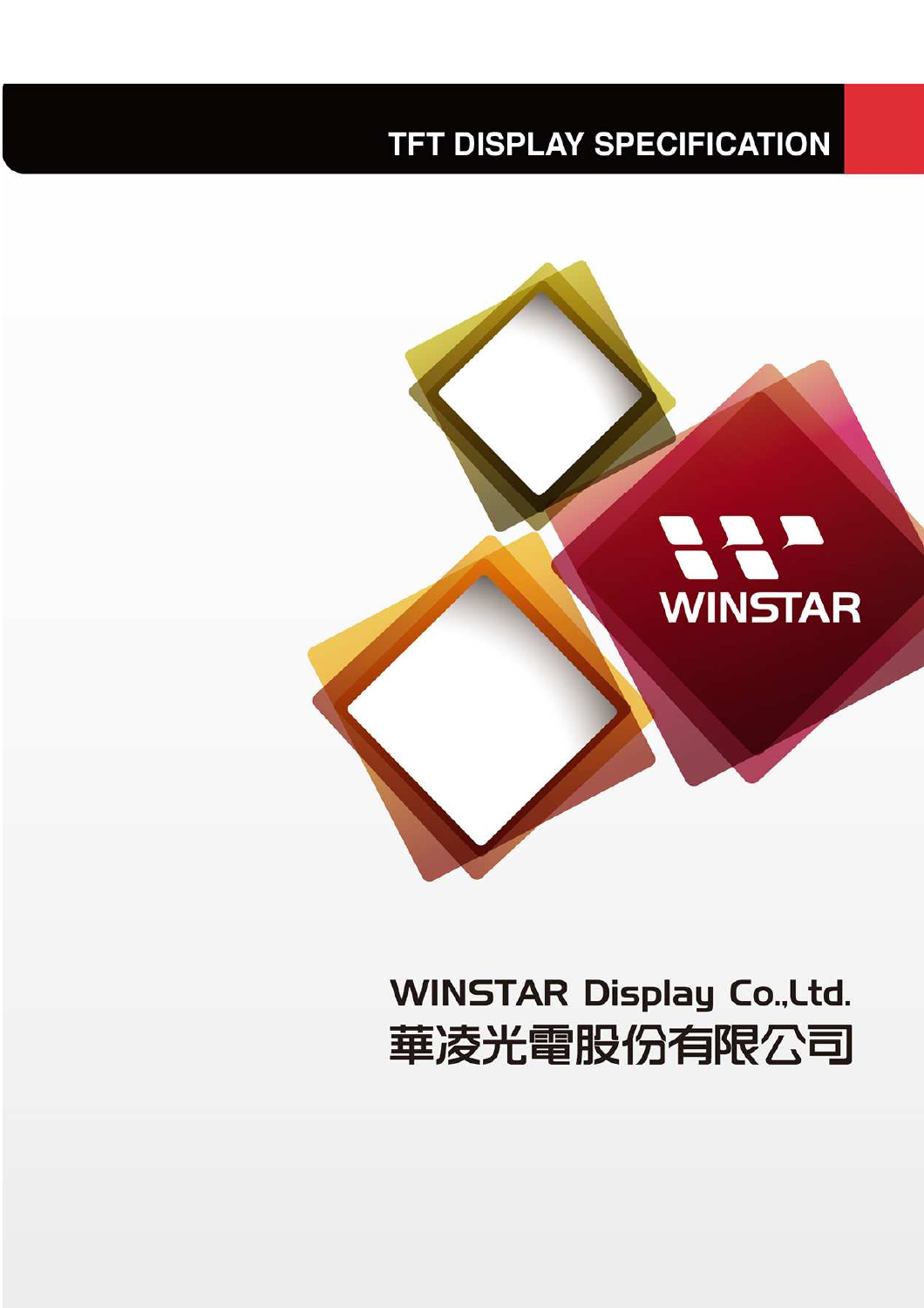# TFT DISPLAY SPECIFICATION

WINSTAR

WINSTAR Display Co.,Ltd.

華凌光電股份有限公司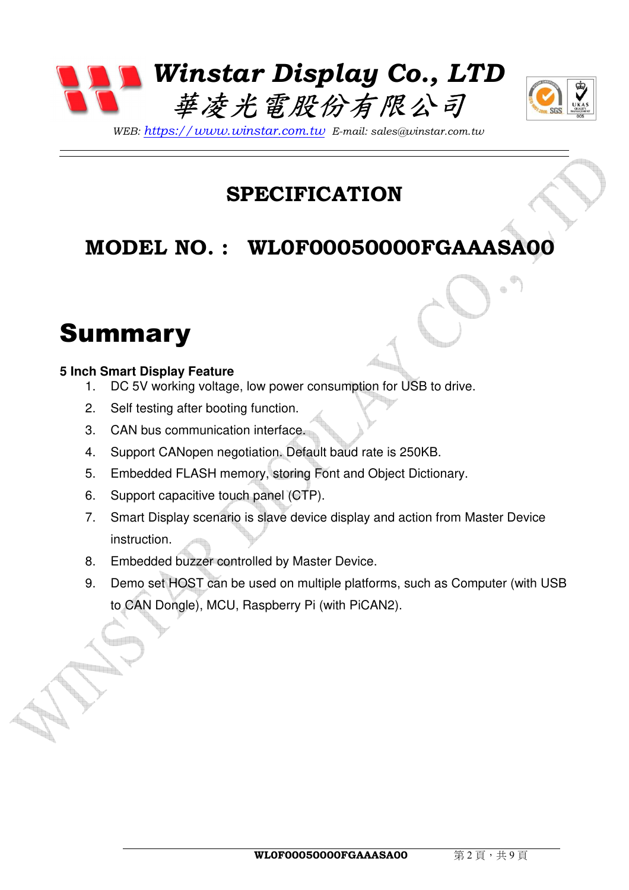Winstar Display Co., LTD

華凌光電股份有限公司

WEB: https://www.winstar.com.tw E-mail: sales@winstar.com.tw

# SPECIFICATION

## MODEL NO. : WL0F00050000FGAAASA00

# Summary

**5 Inch Smart Display Feature**

1. DC 5V working voltage, low power consumption for USB to drive.
2. Self testing after booting function.
3. CAN bus communication interface.
4. Support CANopen negotiation. Default baud rate is 250KB.
5. Embedded FLASH memory, storing Font and Object Dictionary.
6. Support capacitive touch panel (CTP).
7. Smart Display scenario is slave device display and action from Master Device instruction.
8. Embedded buzzer controlled by Master Device.
9. Demo set HOST can be used on multiple platforms, such as Computer (with USB to CAN Dongle), MCU, Raspberry Pi (with PiCAN2).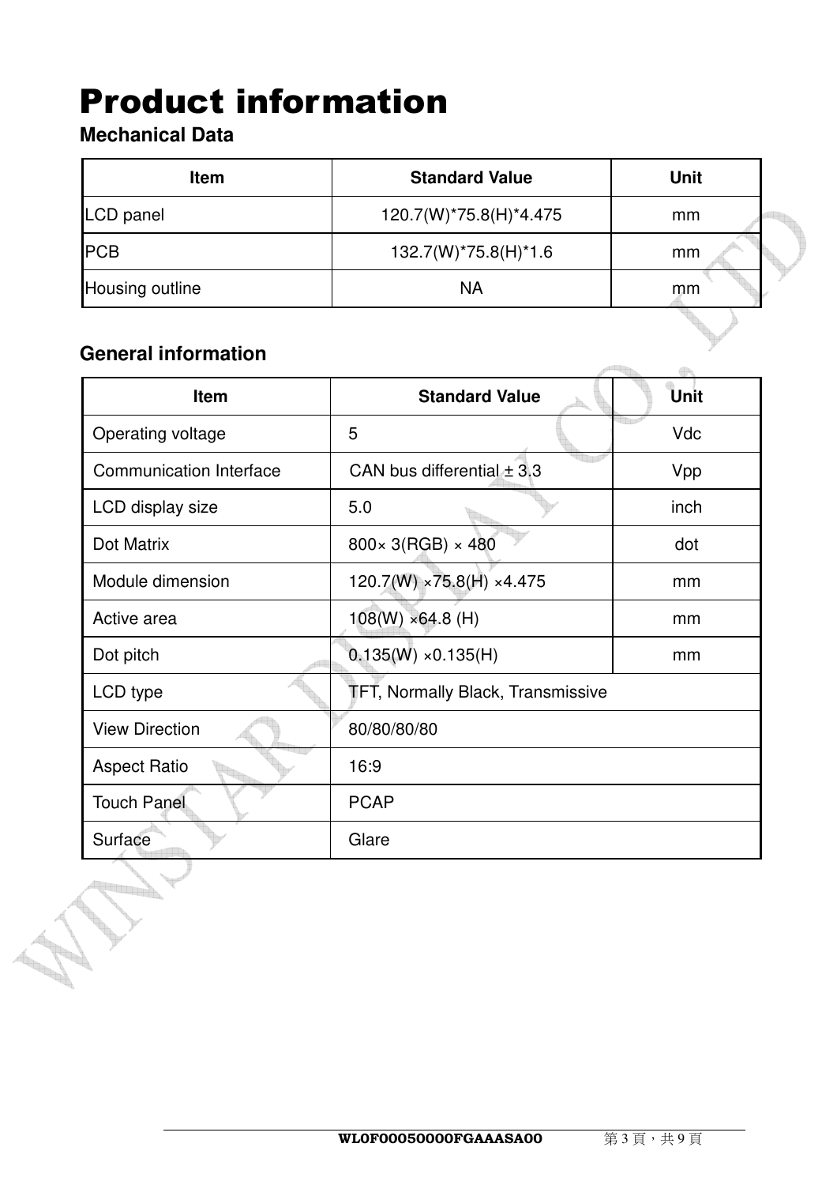# Product information

## Mechanical Data

| Item | Standard Value | Unit |
|---|---|---|
| LCD panel | 120.7(W)*75.8(H)*4.475 | mm |
| PCB | 132.7(W)*75.8(H)*1.6 | mm |
| Housing outline | NA | mm |

## General information

| Item | Standard Value | Unit |
|---|---|---|
| Operating voltage | 5 | Vdc |
| Communication Interface | CAN bus differential ± 3.3 | Vpp |
| LCD display size | 5.0 | inch |
| Dot Matrix | 800× 3(RGB) × 480 | dot |
| Module dimension | 120.7(W) ×75.8(H) ×4.475 | mm |
| Active area | 108(W) ×64.8 (H) | mm |
| Dot pitch | 0.135(W) ×0.135(H) | mm |
| LCD type | TFT, Normally Black, Transmissive | |
| View Direction | 80/80/80/80 | |
| Aspect Ratio | 16:9 | |
| Touch Panel | PCAP | |
| Surface | Glare | |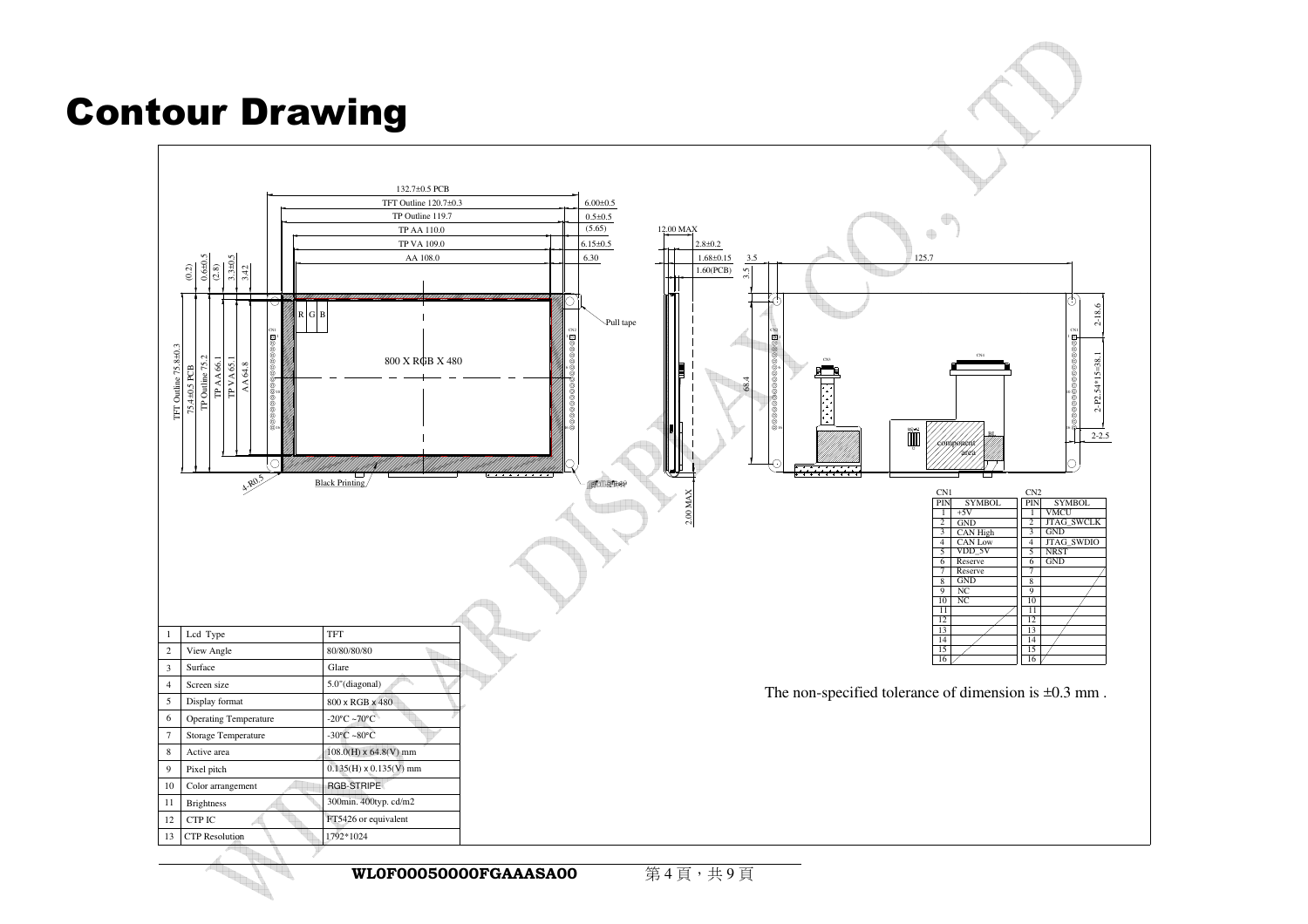# Contour Drawing

132.7±0.5 PCB
TFT Outline 120.7±0.3
TP Outline 119.7
TP AA 110.0
TP VA 109.0
AA 108.0

6.00±0.5
0.5±0.5
(5.65)
6.15±0.5
6.30

12.00 MAX
2.8±0.2
1.68±0.15
1.60(PCB)

3.5
125.7
3.5

(0.2)
0.6±0.5
(2.8)
3.3±0.5
3.42

TFT Outline 75.8±0.3
75.4±0.5 PCB
TP Outline 75.2
TP AA 66.1
TP VA 65.1
AA 64.8

R G B

800 X RGB X 480

Pull tape

4-R0.5

Black Printing

2.00 MAX

68.4

2-18.6
2-P2.54*15=38.1
2-2.5

component area

CN1

| PIN | SYMBOL |
|---|---|
| 1 | +5V |
| 2 | GND |
| 3 | CAN High |
| 4 | CAN Low |
| 5 | VDD_5V |
| 6 | Reserve |
| 7 | Reserve |
| 8 | GND |
| 9 | NC |
| 10 | NC |
| 11 | |
| 12 | |
| 13 | |
| 14 | |
| 15 | |
| 16 | |

CN2

| PIN | SYMBOL |
|---|---|
| 1 | VMCU |
| 2 | JTAG_SWCLK |
| 3 | GND |
| 4 | JTAG_SWDIO |
| 5 | NRST |
| 6 | GND |
| 7 | |
| 8 | |
| 9 | |
| 10 | |
| 11 | |
| 12 | |
| 13 | |
| 14 | |
| 15 | |
| 16 | |

The non-specified tolerance of dimension is ±0.3 mm .

| | | |
|---|---|---|
| 1 | Lcd Type | TFT |
| 2 | View Angle | 80/80/80/80 |
| 3 | Surface | Glare |
| 4 | Screen size | 5.0"(diagonal) |
| 5 | Display format | 800 x RGB x 480 |
| 6 | Operating Temperature | -20ºC ~70ºC |
| 7 | Storage Temperature | -30ºC ~80ºC |
| 8 | Active area | 108.0(H) x 64.8(V) mm |
| 9 | Pixel pitch | 0.135(H) x 0.135(V) mm |
| 10 | Color arrangement | RGB-STRIPE |
| 11 | Brightness | 300min. 400typ. cd/m2 |
| 12 | CTP IC | FT5426 or equivalent |
| 13 | CTP Resolution | 1792*1024 |

WL0F00050000FGAAASA00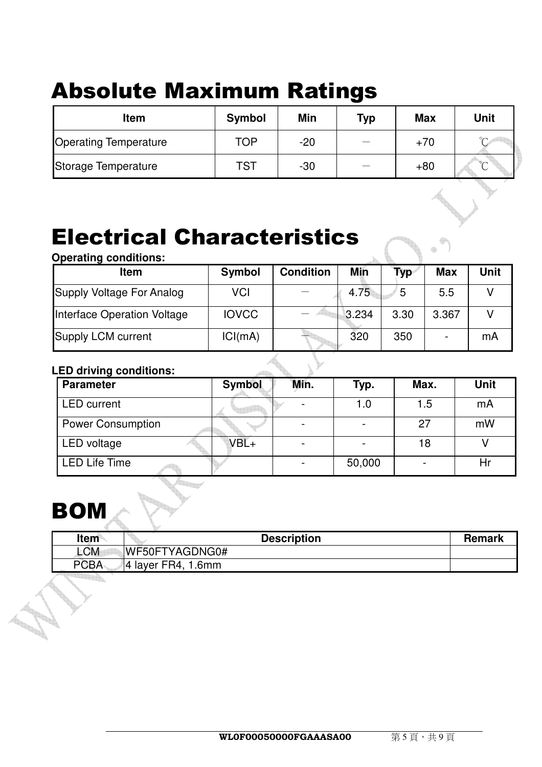# Absolute Maximum Ratings

| Item | Symbol | Min | Typ | Max | Unit |
|---|---|---|---|---|---|
| Operating Temperature | TOP | -20 | — | +70 | ℃ |
| Storage Temperature | TST | -30 | — | +80 | ℃ |

# Electrical Characteristics

**Operating conditions:**

| Item | Symbol | Condition | Min | Typ | Max | Unit |
|---|---|---|---|---|---|---|
| Supply Voltage For Analog | VCI | — | 4.75 | 5 | 5.5 | V |
| Interface Operation Voltage | IOVCC | — | 3.234 | 3.30 | 3.367 | V |
| Supply LCM current | ICI(mA) | — | 320 | 350 | - | mA |

**LED driving conditions:**

| Parameter | Symbol | Min. | Typ. | Max. | Unit |
|---|---|---|---|---|---|
| LED current | | - | 1.0 | 1.5 | mA |
| Power Consumption | | - | - | 27 | mW |
| LED voltage | VBL+ | - | - | 18 | V |
| LED Life Time | | - | 50,000 | - | Hr |

# BOM

| Item | Description | Remark |
|---|---|---|
| LCM | WF50FTYAGDNG0# | |
| PCBA | 4 layer FR4, 1.6mm | |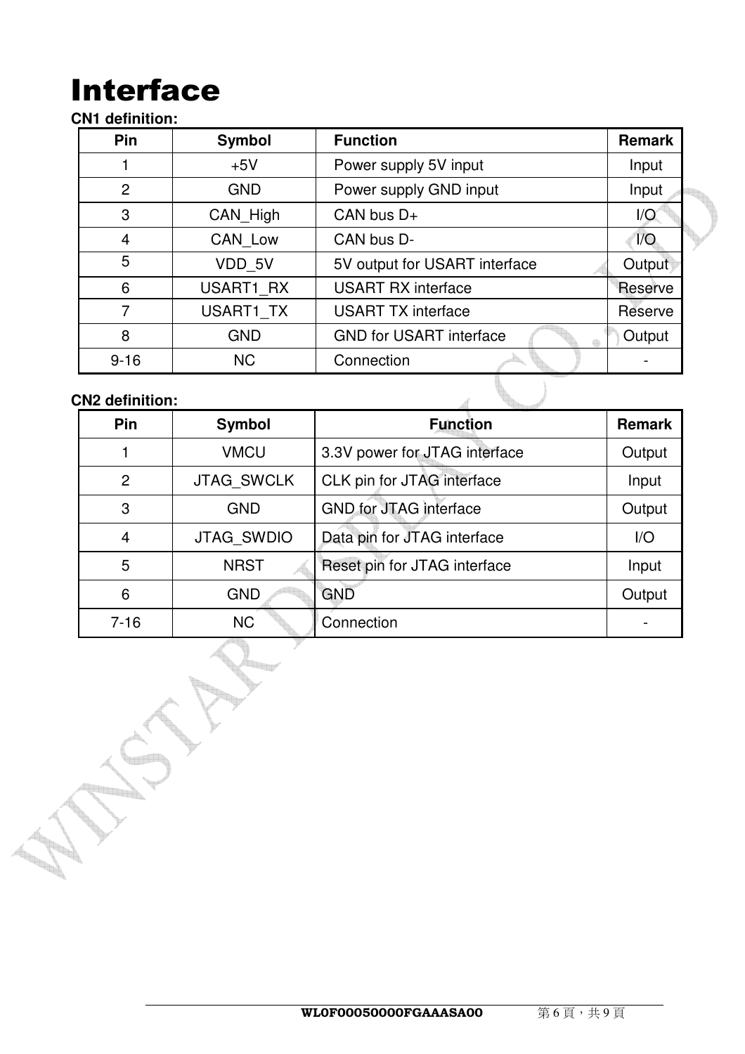# Interface

**CN1 definition:**

| Pin | Symbol | Function | Remark |
|---|---|---|---|
| 1 | +5V | Power supply 5V input | Input |
| 2 | GND | Power supply GND input | Input |
| 3 | CAN_High | CAN bus D+ | I/O |
| 4 | CAN_Low | CAN bus D- | I/O |
| 5 | VDD_5V | 5V output for USART interface | Output |
| 6 | USART1_RX | USART RX interface | Reserve |
| 7 | USART1_TX | USART TX interface | Reserve |
| 8 | GND | GND for USART interface | Output |
| 9-16 | NC | Connection | - |

**CN2 definition:**

| Pin | Symbol | Function | Remark |
|---|---|---|---|
| 1 | VMCU | 3.3V power for JTAG interface | Output |
| 2 | JTAG_SWCLK | CLK pin for JTAG interface | Input |
| 3 | GND | GND for JTAG interface | Output |
| 4 | JTAG_SWDIO | Data pin for JTAG interface | I/O |
| 5 | NRST | Reset pin for JTAG interface | Input |
| 6 | GND | GND | Output |
| 7-16 | NC | Connection | - |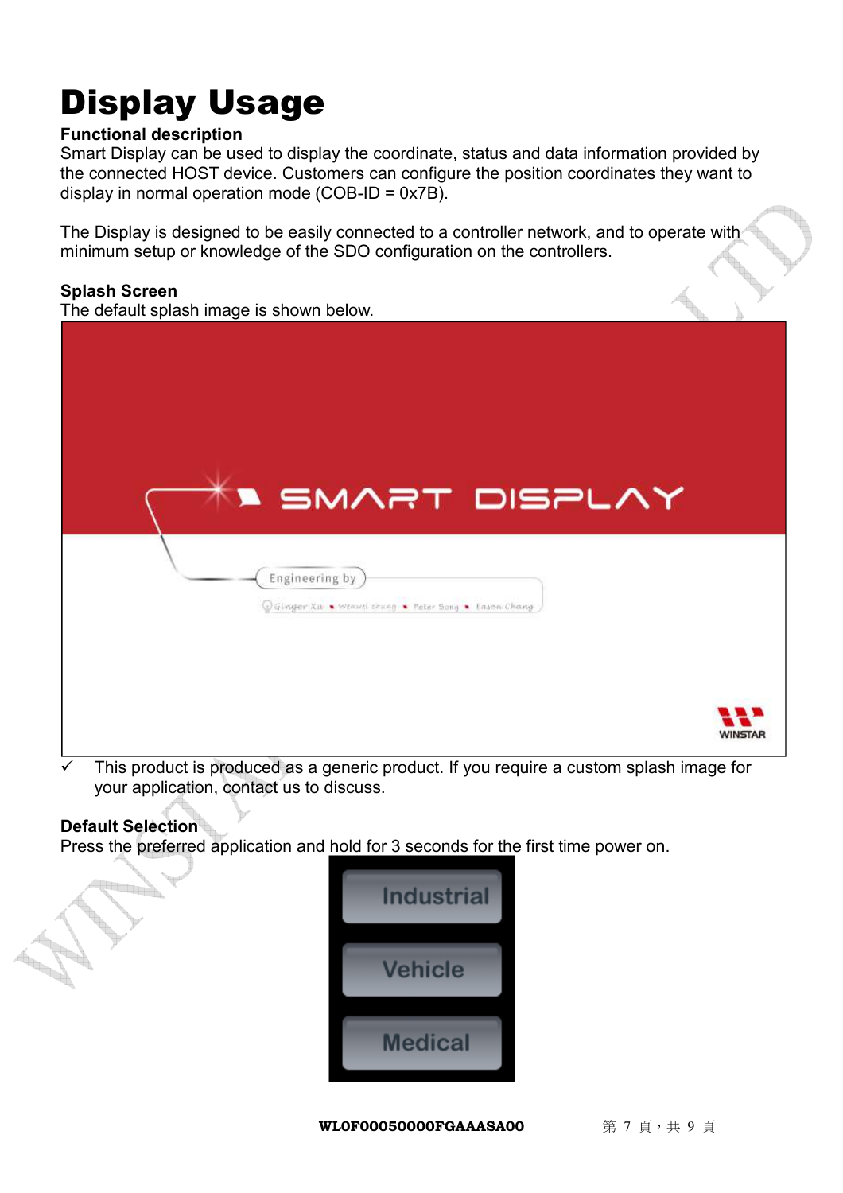# Display Usage

**Functional description**

Smart Display can be used to display the coordinate, status and data information provided by the connected HOST device. Customers can configure the position coordinates they want to display in normal operation mode (COB-ID = 0x7B).

The Display is designed to be easily connected to a controller network, and to operate with minimum setup or knowledge of the SDO configuration on the controllers.

**Splash Screen**

The default splash image is shown below.

✓ This product is produced as a generic product. If you require a custom splash image for your application, contact us to discuss.

**Default Selection**

Press the preferred application and hold for 3 seconds for the first time power on.

WL0F00050000FGAAASA00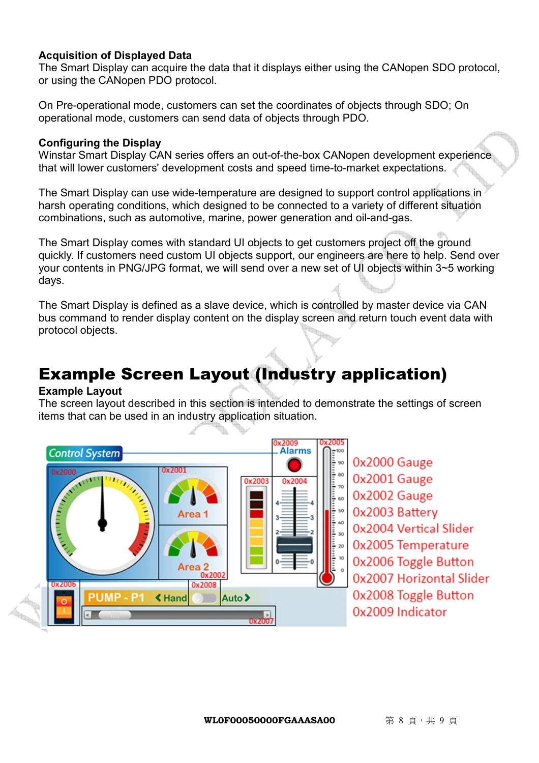**Acquisition of Displayed Data**
The Smart Display can acquire the data that it displays either using the CANopen SDO protocol, or using the CANopen PDO protocol.

On Pre-operational mode, customers can set the coordinates of objects through SDO; On operational mode, customers can send data of objects through PDO.

**Configuring the Display**
Winstar Smart Display CAN series offers an out-of-the-box CANopen development experience that will lower customers' development costs and speed time-to-market expectations.

The Smart Display can use wide-temperature are designed to support control applications in harsh operating conditions, which designed to be connected to a variety of different situation combinations, such as automotive, marine, power generation and oil-and-gas.

The Smart Display comes with standard UI objects to get customers project off the ground quickly. If customers need custom UI objects support, our engineers are here to help. Send over your contents in PNG/JPG format, we will send over a new set of UI objects within 3~5 working days.

The Smart Display is defined as a slave device, which is controlled by master device via CAN bus command to render display content on the display screen and return touch event data with protocol objects.

# Example Screen Layout (Industry application)

**Example Layout**
The screen layout described in this section is intended to demonstrate the settings of screen items that can be used in an industry application situation.

0x2000 Gauge
0x2001 Gauge
0x2002 Gauge
0x2003 Battery
0x2004 Vertical Slider
0x2005 Temperature
0x2006 Toggle Button
0x2007 Horizontal Slider
0x2008 Toggle Button
0x2009 Indicator

WL0F00050000FGAAASA00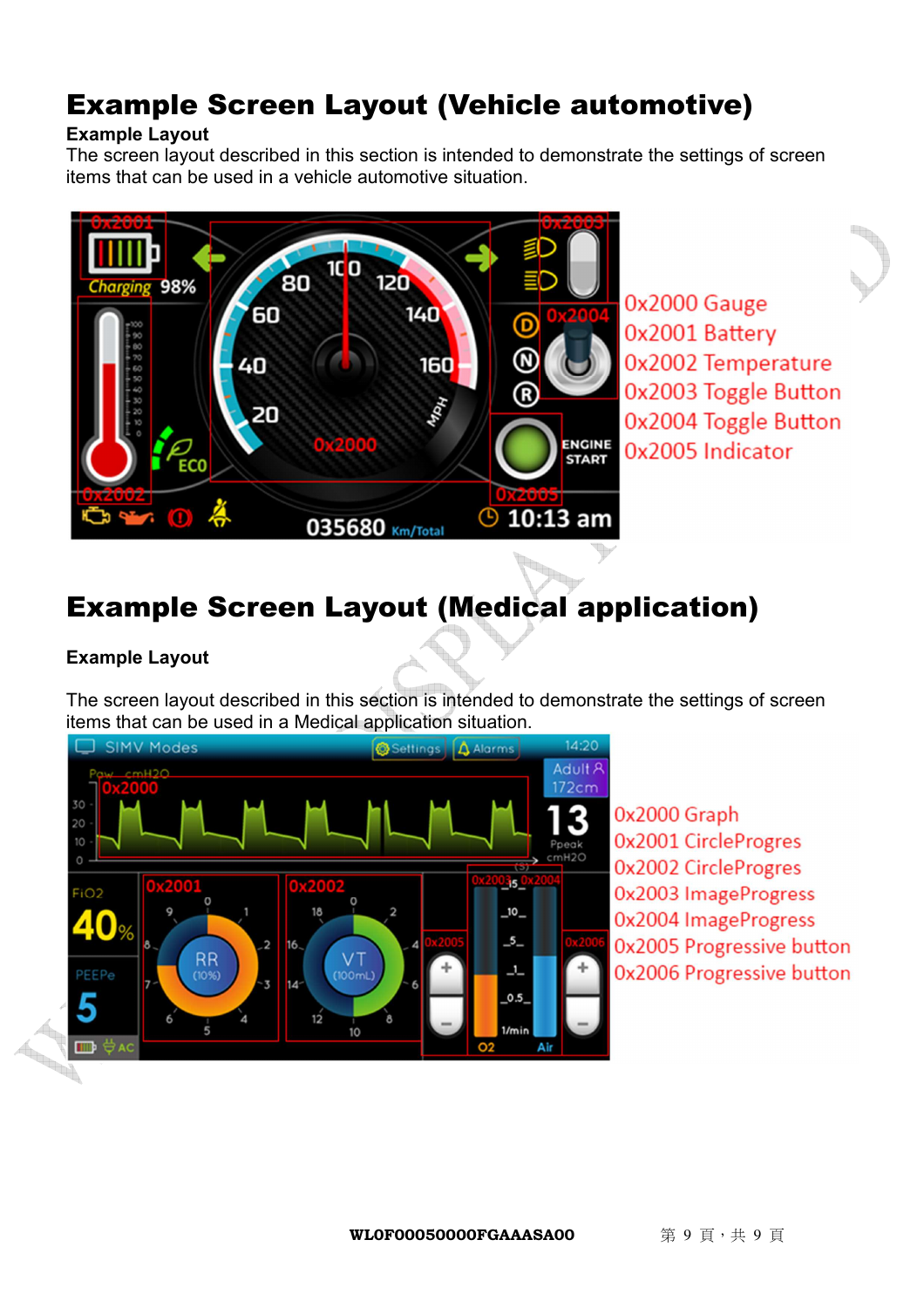# Example Screen Layout (Vehicle automotive)

**Example Layout**

The screen layout described in this section is intended to demonstrate the settings of screen items that can be used in a vehicle automotive situation.

0x2000 Gauge
0x2001 Battery
0x2002 Temperature
0x2003 Toggle Button
0x2004 Toggle Button
0x2005 Indicator

# Example Screen Layout (Medical application)

**Example Layout**

The screen layout described in this section is intended to demonstrate the settings of screen items that can be used in a Medical application situation.

0x2000 Graph
0x2001 CircleProgres
0x2002 CircleProgres
0x2003 ImageProgress
0x2004 ImageProgress
0x2005 Progressive button
0x2006 Progressive button

WL0F00050000FGAAASA00